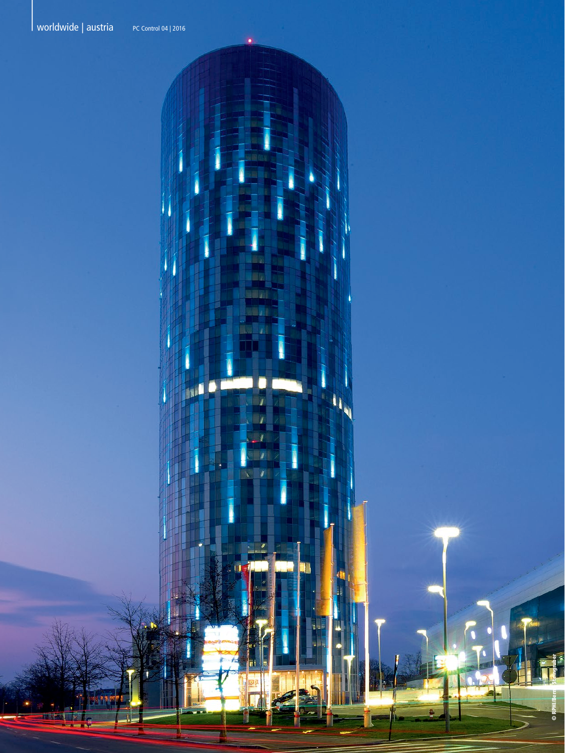© RPHI/Bernd Steingruber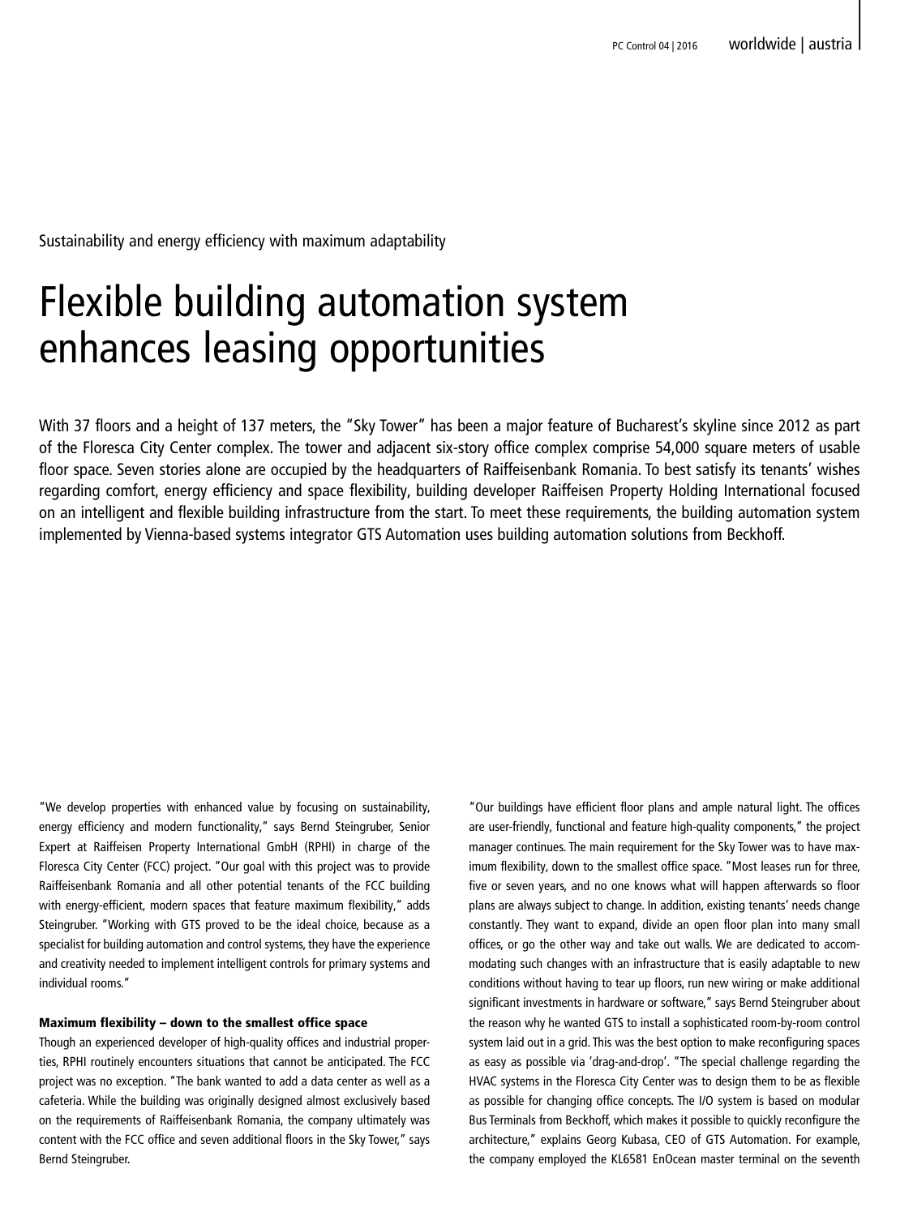Sustainability and energy efficiency with maximum adaptability

# Flexible building automation system enhances leasing opportunities

With 37 floors and a height of 137 meters, the "Sky Tower" has been a major feature of Bucharest's skyline since 2012 as part of the Floresca City Center complex. The tower and adjacent six-story office complex comprise 54,000 square meters of usable floor space. Seven stories alone are occupied by the headquarters of Raiffeisenbank Romania. To best satisfy its tenants' wishes regarding comfort, energy efficiency and space flexibility, building developer Raiffeisen Property Holding International focused on an intelligent and flexible building infrastructure from the start. To meet these requirements, the building automation system implemented by Vienna-based systems integrator GTS Automation uses building automation solutions from Beckhoff.

"We develop properties with enhanced value by focusing on sustainability, energy efficiency and modern functionality," says Bernd Steingruber, Senior Expert at Raiffeisen Property International GmbH (RPHI) in charge of the Floresca City Center (FCC) project. "Our goal with this project was to provide Raiffeisenbank Romania and all other potential tenants of the FCC building with energy-efficient, modern spaces that feature maximum flexibility," adds Steingruber. "Working with GTS proved to be the ideal choice, because as a specialist for building automation and control systems, they have the experience and creativity needed to implement intelligent controls for primary systems and individual rooms."

#### Maximum flexibility – down to the smallest office space

Though an experienced developer of high-quality offices and industrial properties, RPHI routinely encounters situations that cannot be anticipated. The FCC project was no exception. "The bank wanted to add a data center as well as a cafeteria. While the building was originally designed almost exclusively based on the requirements of Raiffeisenbank Romania, the company ultimately was content with the FCC office and seven additional floors in the Sky Tower," says Bernd Steingruber.

"Our buildings have efficient floor plans and ample natural light. The offices are user-friendly, functional and feature high-quality components," the project manager continues. The main requirement for the Sky Tower was to have maximum flexibility, down to the smallest office space. "Most leases run for three, five or seven years, and no one knows what will happen afterwards so floor plans are always subject to change. In addition, existing tenants' needs change constantly. They want to expand, divide an open floor plan into many small offices, or go the other way and take out walls. We are dedicated to accommodating such changes with an infrastructure that is easily adaptable to new conditions without having to tear up floors, run new wiring or make additional significant investments in hardware or software," says Bernd Steingruber about the reason why he wanted GTS to install a sophisticated room-by-room control system laid out in a grid. This was the best option to make reconfiguring spaces as easy as possible via 'drag-and-drop'. "The special challenge regarding the HVAC systems in the Floresca City Center was to design them to be as flexible as possible for changing office concepts. The I/O system is based on modular Bus Terminals from Beckhoff, which makes it possible to quickly reconfigure the architecture," explains Georg Kubasa, CEO of GTS Automation. For example, the company employed the KL6581 EnOcean master terminal on the seventh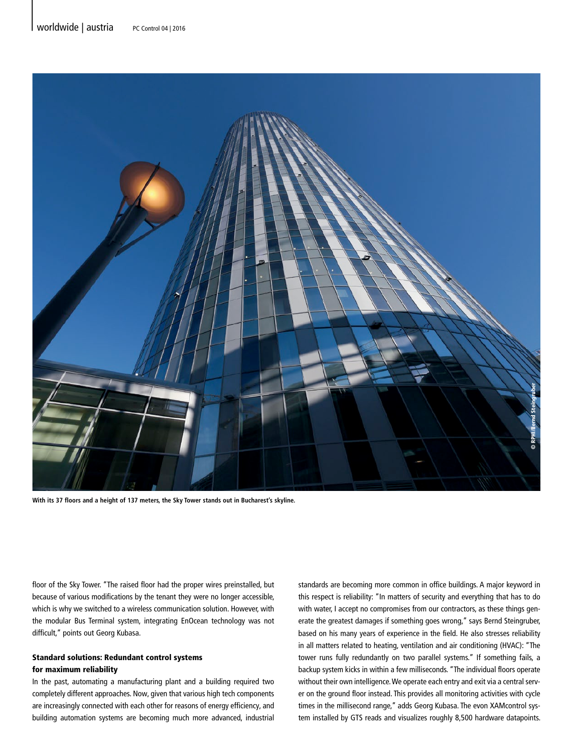With its 37 floors and a height of 137 meters, the Sky Tower stands out in Bucharest's skyline.

floor of the Sky Tower. "The raised floor had the proper wires preinstalled, but because of various modifications by the tenant they were no longer accessible, which is why we switched to a wireless communication solution. However, with the modular Bus Terminal system, integrating EnOcean technology was not difficult," points out Georg Kubasa.

### Standard solutions: Redundant control systems for maximum reliability

In the past, automating a manufacturing plant and a building required two completely different approaches. Now, given that various high tech components are increasingly connected with each other for reasons of energy efficiency, and building automation systems are becoming much more advanced, industrial standards are becoming more common in office buildings. A major keyword in this respect is reliability: "In matters of security and everything that has to do with water, I accept no compromises from our contractors, as these things generate the greatest damages if something goes wrong," says Bernd Steingruber, based on his many years of experience in the field. He also stresses reliability in all matters related to heating, ventilation and air conditioning (HVAC): "The tower runs fully redundantly on two parallel systems." If something fails, a backup system kicks in within a few milliseconds. "The individual floors operate without their own intelligence. We operate each entry and exit via a central server on the ground floor instead. This provides all monitoring activities with cycle times in the millisecond range," adds Georg Kubasa. The evon XAMcontrol system installed by GTS reads and visualizes roughly 8,500 hardware datapoints.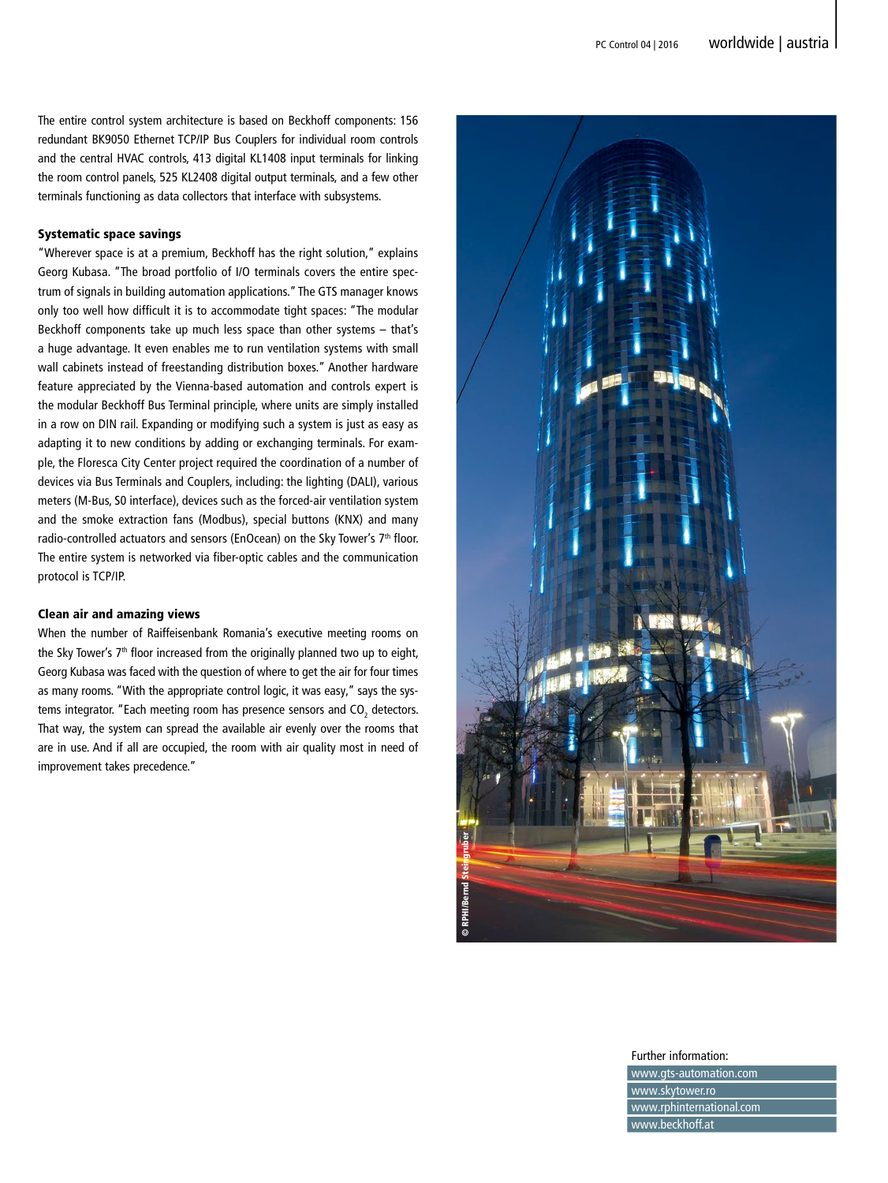The entire control system architecture is based on Beckhoff components: 156 redundant BK9050 Ethernet TCP/IP Bus Couplers for individual room controls and the central HVAC controls, 413 digital KL1408 input terminals for linking the room control panels, 525 KL2408 digital output terminals, and a few other terminals functioning as data collectors that interface with subsystems.

#### Systematic space savings

"Wherever space is at a premium, Beckhoff has the right solution," explains Georg Kubasa. "The broad portfolio of I/O terminals covers the entire spectrum of signals in building automation applications." The GTS manager knows only too well how difficult it is to accommodate tight spaces: "The modular Beckhoff components take up much less space than other systems – that's a huge advantage. It even enables me to run ventilation systems with small wall cabinets instead of freestanding distribution boxes." Another hardware feature appreciated by the Vienna-based automation and controls expert is the modular Beckhoff Bus Terminal principle, where units are simply installed in a row on DIN rail. Expanding or modifying such a system is just as easy as adapting it to new conditions by adding or exchanging terminals. For example, the Floresca City Center project required the coordination of a number of devices via Bus Terminals and Couplers, including: the lighting (DALI), various meters (M-Bus, S0 interface), devices such as the forced-air ventilation system and the smoke extraction fans (Modbus), special buttons (KNX) and many radio-controlled actuators and sensors (EnOcean) on the Sky Tower's 7th floor. The entire system is networked via fiber-optic cables and the communication protocol is TCP/IP.

#### Clean air and amazing views

When the number of Raiffeisenbank Romania's executive meeting rooms on the Sky Tower's 7th floor increased from the originally planned two up to eight, Georg Kubasa was faced with the question of where to get the air for four times as many rooms. "With the appropriate control logic, it was easy," says the systems integrator. "Each meeting room has presence sensors and $CO_2$ detectors. That way, the system can spread the available air evenly over the rooms that are in use. And if all are occupied, the room with air quality most in need of improvement takes precedence."

© RPHI/Bernd Steingruber

Further information:
www.gts-automation.com
www.skytower.ro
www.rphinternational.com
www.beckhoff.at